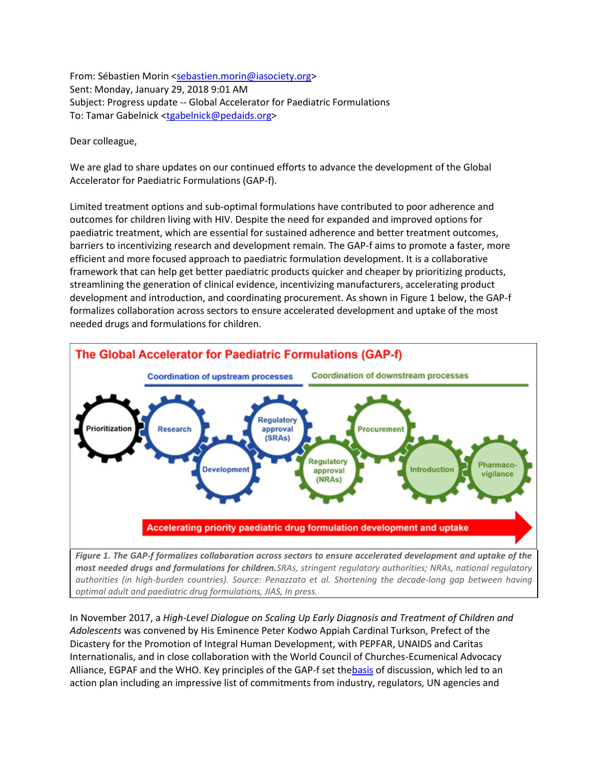From: Sébastien Morin <sebastien.morin@iasociety.org>
Sent: Monday, January 29, 2018 9:01 AM
Subject: Progress update -- Global Accelerator for Paediatric Formulations
To: Tamar Gabelnick <tgabelnick@pedaids.org>

Dear colleague,

We are glad to share updates on our continued efforts to advance the development of the Global Accelerator for Paediatric Formulations (GAP-f).

Limited treatment options and sub-optimal formulations have contributed to poor adherence and outcomes for children living with HIV. Despite the need for expanded and improved options for paediatric treatment, which are essential for sustained adherence and better treatment outcomes, barriers to incentivizing research and development remain. The GAP-f aims to promote a faster, more efficient and more focused approach to paediatric formulation development. It is a collaborative framework that can help get better paediatric products quicker and cheaper by prioritizing products, streamlining the generation of clinical evidence, incentivizing manufacturers, accelerating product development and introduction, and coordinating procurement. As shown in Figure 1 below, the GAP-f formalizes collaboration across sectors to ensure accelerated development and uptake of the most needed drugs and formulations for children.

***Figure 1. The GAP-f formalizes collaboration across sectors to ensure accelerated development and uptake of the most needed drugs and formulations for children.*** *SRAs, stringent regulatory authorities; NRAs, national regulatory authorities (in high-burden countries). Source: Penazzato et al. Shortening the decade-long gap between having optimal adult and paediatric drug formulations, JIAS, In press.*

In November 2017, a *High-Level Dialogue on Scaling Up Early Diagnosis and Treatment of Children and Adolescents* was convened by His Eminence Peter Kodwo Appiah Cardinal Turkson, Prefect of the Dicastery for the Promotion of Integral Human Development, with PEPFAR, UNAIDS and Caritas Internationalis, and in close collaboration with the World Council of Churches-Ecumenical Advocacy Alliance, EGPAF and the WHO. Key principles of the GAP-f set the basis of discussion, which led to an action plan including an impressive list of commitments from industry, regulators, UN agencies and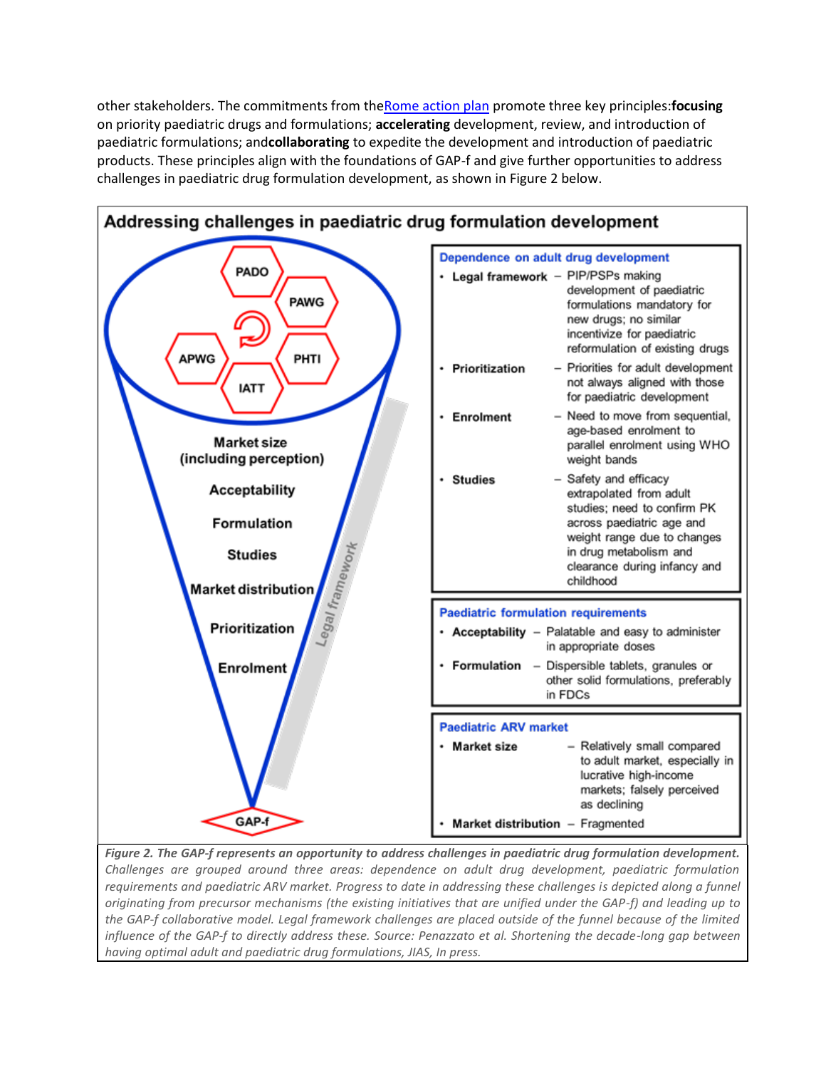other stakeholders. The commitments from the Rome action plan promote three key principles: **focusing** on priority paediatric drugs and formulations; **accelerating** development, review, and introduction of paediatric formulations; and **collaborating** to expedite the development and introduction of paediatric products. These principles align with the foundations of GAP-f and give further opportunities to address challenges in paediatric drug formulation development, as shown in Figure 2 below.

**Addressing challenges in paediatric drug formulation development**

PADO, PAWG, APWG, PHTI, IATT

Market size (including perception)

Acceptability

Formulation

Studies

Market distribution

Prioritization

Enrolment

Legal framework

GAP-f

**Dependence on adult drug development**

- **Legal framework** – PIP/PSPs making development of paediatric formulations mandatory for new drugs; no similar incentivize for paediatric reformulation of existing drugs
- **Prioritization** – Priorities for adult development not always aligned with those for paediatric development
- **Enrolment** – Need to move from sequential, age-based enrolment to parallel enrolment using WHO weight bands
- **Studies** – Safety and efficacy extrapolated from adult studies; need to confirm PK across paediatric age and weight range due to changes in drug metabolism and clearance during infancy and childhood

**Paediatric formulation requirements**

- **Acceptability** – Palatable and easy to administer in appropriate doses
- **Formulation** – Dispersible tablets, granules or other solid formulations, preferably in FDCs

**Paediatric ARV market**

- **Market size** – Relatively small compared to adult market, especially in lucrative high-income markets; falsely perceived as declining
- **Market distribution** – Fragmented

***Figure 2. The GAP-f represents an opportunity to address challenges in paediatric drug formulation development.*** *Challenges are grouped around three areas: dependence on adult drug development, paediatric formulation requirements and paediatric ARV market. Progress to date in addressing these challenges is depicted along a funnel originating from precursor mechanisms (the existing initiatives that are unified under the GAP-f) and leading up to the GAP-f collaborative model. Legal framework challenges are placed outside of the funnel because of the limited influence of the GAP-f to directly address these. Source: Penazzato et al. Shortening the decade-long gap between having optimal adult and paediatric drug formulations, JIAS, In press.*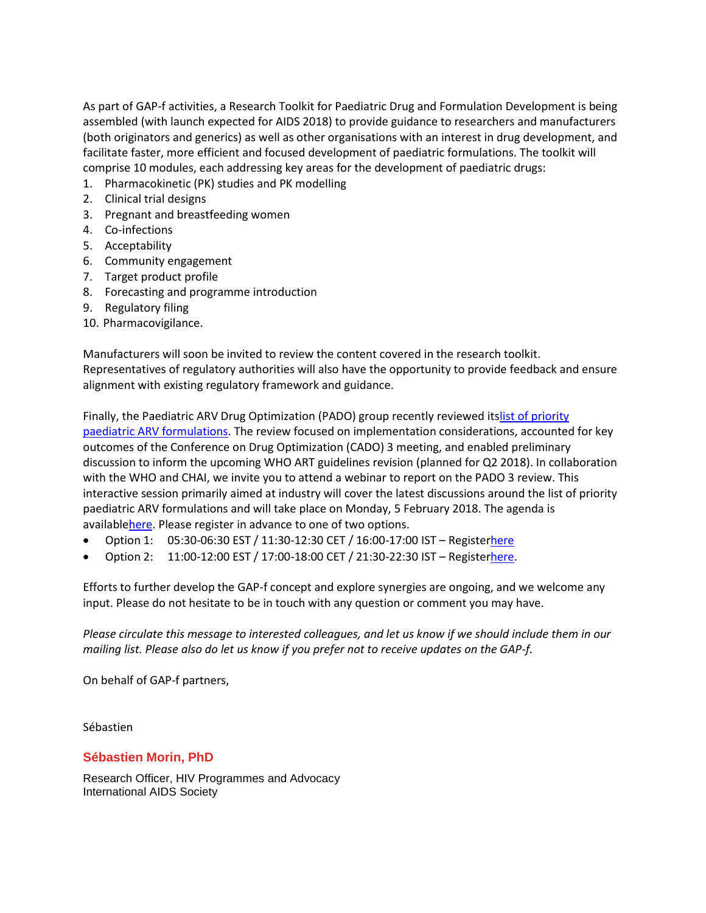As part of GAP-f activities, a Research Toolkit for Paediatric Drug and Formulation Development is being assembled (with launch expected for AIDS 2018) to provide guidance to researchers and manufacturers (both originators and generics) as well as other organisations with an interest in drug development, and facilitate faster, more efficient and focused development of paediatric formulations. The toolkit will comprise 10 modules, each addressing key areas for the development of paediatric drugs:

1. Pharmacokinetic (PK) studies and PK modelling
2. Clinical trial designs
3. Pregnant and breastfeeding women
4. Co-infections
5. Acceptability
6. Community engagement
7. Target product profile
8. Forecasting and programme introduction
9. Regulatory filing
10. Pharmacovigilance.

Manufacturers will soon be invited to review the content covered in the research toolkit. Representatives of regulatory authorities will also have the opportunity to provide feedback and ensure alignment with existing regulatory framework and guidance.

Finally, the Paediatric ARV Drug Optimization (PADO) group recently reviewed its list of priority paediatric ARV formulations. The review focused on implementation considerations, accounted for key outcomes of the Conference on Drug Optimization (CADO) 3 meeting, and enabled preliminary discussion to inform the upcoming WHO ART guidelines revision (planned for Q2 2018). In collaboration with the WHO and CHAI, we invite you to attend a webinar to report on the PADO 3 review. This interactive session primarily aimed at industry will cover the latest discussions around the list of priority paediatric ARV formulations and will take place on Monday, 5 February 2018. The agenda is available here. Please register in advance to one of two options.

- Option 1: 05:30-06:30 EST / 11:30-12:30 CET / 16:00-17:00 IST – Register here
- Option 2: 11:00-12:00 EST / 17:00-18:00 CET / 21:30-22:30 IST – Register here.

Efforts to further develop the GAP-f concept and explore synergies are ongoing, and we welcome any input. Please do not hesitate to be in touch with any question or comment you may have.

*Please circulate this message to interested colleagues, and let us know if we should include them in our mailing list. Please also do let us know if you prefer not to receive updates on the GAP-f.*

On behalf of GAP-f partners,

Sébastien

**Sébastien Morin, PhD**

Research Officer, HIV Programmes and Advocacy
International AIDS Society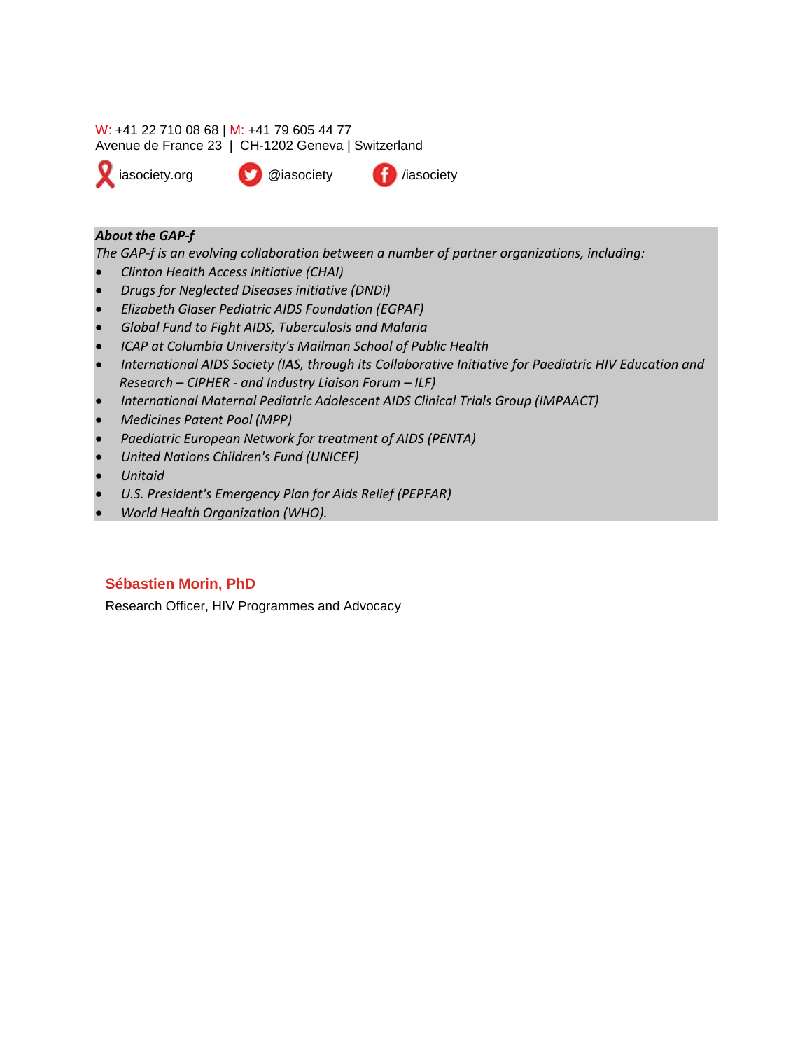W: +41 22 710 08 68 | M: +41 79 605 44 77
Avenue de France 23 | CH-1202 Geneva | Switzerland

iasociety.org @iasociety /iasociety

***About the GAP-f***

*The GAP-f is an evolving collaboration between a number of partner organizations, including:*

- *Clinton Health Access Initiative (CHAI)*
- *Drugs for Neglected Diseases initiative (DNDi)*
- *Elizabeth Glaser Pediatric AIDS Foundation (EGPAF)*
- *Global Fund to Fight AIDS, Tuberculosis and Malaria*
- *ICAP at Columbia University's Mailman School of Public Health*
- *International AIDS Society (IAS, through its Collaborative Initiative for Paediatric HIV Education and Research – CIPHER - and Industry Liaison Forum – ILF)*
- *International Maternal Pediatric Adolescent AIDS Clinical Trials Group (IMPAACT)*
- *Medicines Patent Pool (MPP)*
- *Paediatric European Network for treatment of AIDS (PENTA)*
- *United Nations Children's Fund (UNICEF)*
- *Unitaid*
- *U.S. President's Emergency Plan for Aids Relief (PEPFAR)*
- *World Health Organization (WHO).*

**Sébastien Morin, PhD**

Research Officer, HIV Programmes and Advocacy